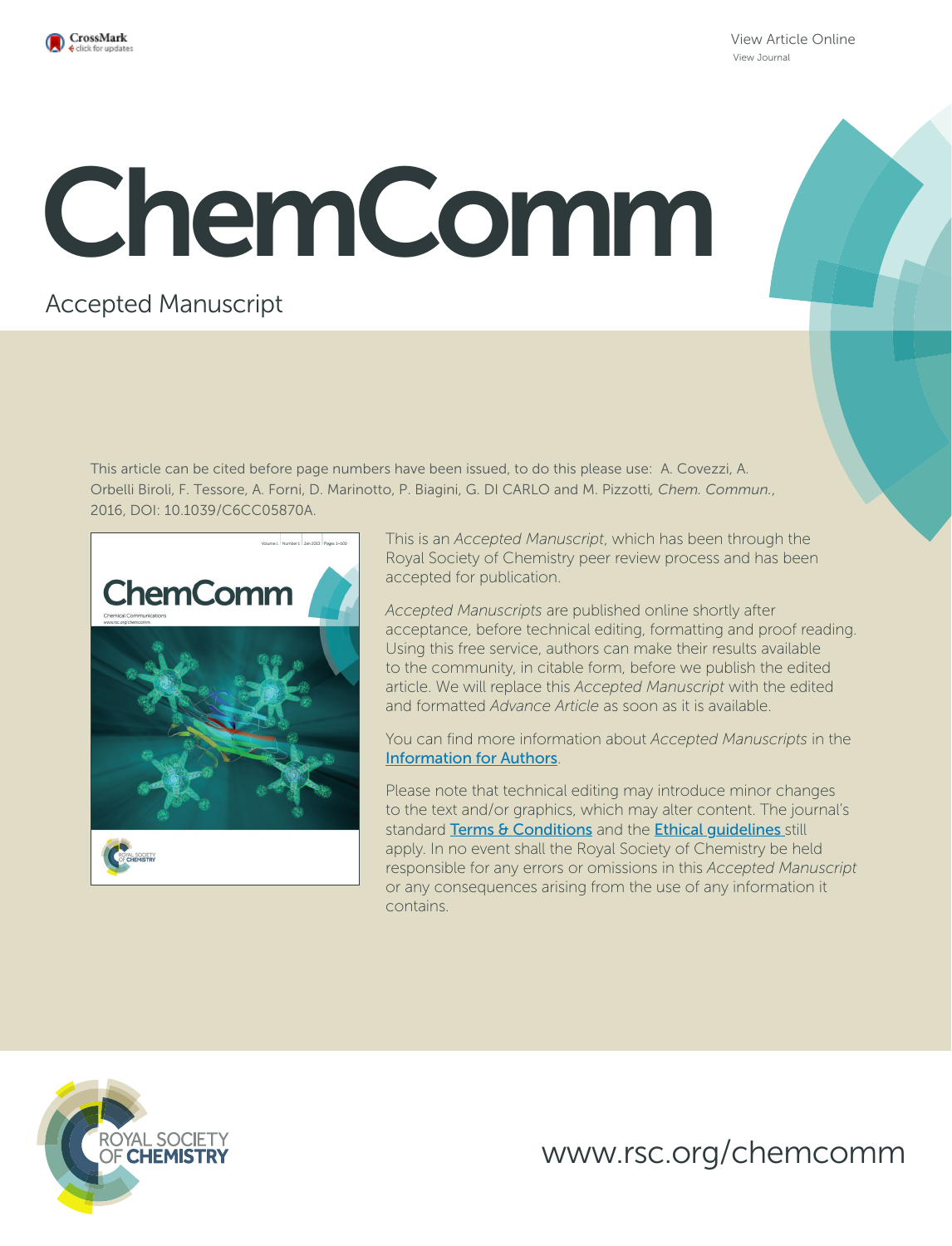View Article Online
View Journal

# ChemComm

Accepted Manuscript

This article can be cited before page numbers have been issued, to do this please use: A. Covezzi, A. Orbelli Biroli, F. Tessore, A. Forni, D. Marinotto, P. Biagini, G. DI CARLO and M. Pizzotti, *Chem. Commun.*, 2016, DOI: 10.1039/C6CC05870A.

This is an *Accepted Manuscript*, which has been through the Royal Society of Chemistry peer review process and has been accepted for publication.

*Accepted Manuscripts* are published online shortly after acceptance, before technical editing, formatting and proof reading. Using this free service, authors can make their results available to the community, in citable form, before we publish the edited article. We will replace this *Accepted Manuscript* with the edited and formatted *Advance Article* as soon as it is available.

You can find more information about *Accepted Manuscripts* in the Information for Authors.

Please note that technical editing may introduce minor changes to the text and/or graphics, which may alter content. The journal's standard Terms & Conditions and the Ethical guidelines still apply. In no event shall the Royal Society of Chemistry be held responsible for any errors or omissions in this *Accepted Manuscript* or any consequences arising from the use of any information it contains.

ROYAL SOCIETY OF CHEMISTRY

www.rsc.org/chemcomm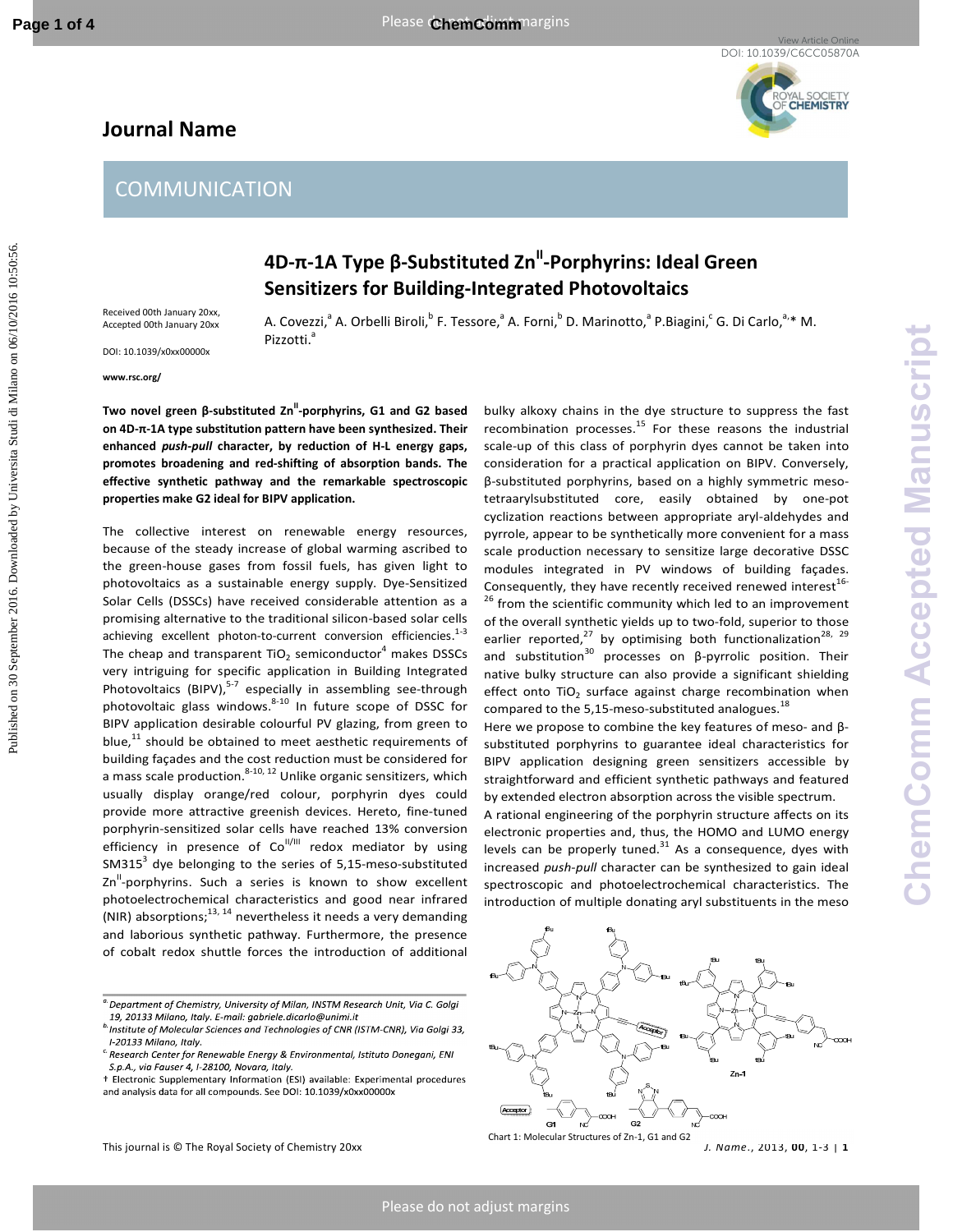# COMMUNICATION

## 4D-π-1A Type β-Substituted Zn[II]-Porphyrins: Ideal Green Sensitizers for Building-Integrated Photovoltaics

Received 00th January 20xx,
Accepted 00th January 20xx

DOI: 10.1039/x0xx00000x

www.rsc.org/

A. Covezzi,[a] A. Orbelli Biroli,[b] F. Tessore,[a] A. Forni,[b] D. Marinotto,[a] P.Biagini,[c] G. Di Carlo,[a,*] M. Pizzotti.[a]

**Two novel green β-substituted Zn[II]-porphyrins, G1 and G2 based on 4D-π-1A type substitution pattern have been synthesized. Their enhanced *push-pull* character, by reduction of H-L energy gaps, promotes broadening and red-shifting of absorption bands. The effective synthetic pathway and the remarkable spectroscopic properties make G2 ideal for BIPV application.**

The collective interest on renewable energy resources, because of the steady increase of global warming ascribed to the green-house gases from fossil fuels, has given light to photovoltaics as a sustainable energy supply. Dye-Sensitized Solar Cells (DSSCs) have received considerable attention as a promising alternative to the traditional silicon-based solar cells achieving excellent photon-to-current conversion efficiencies.[1-3] The cheap and transparent $TiO_2$ semiconductor[4] makes DSSCs very intriguing for specific application in Building Integrated Photovoltaics (BIPV),[5-7] especially in assembling see-through photovoltaic glass windows.[8-10] In future scope of DSSC for BIPV application desirable colourful PV glazing, from green to blue,[11] should be obtained to meet aesthetic requirements of building façades and the cost reduction must be considered for a mass scale production.[8-10, 12] Unlike organic sensitizers, which usually display orange/red colour, porphyrin dyes could provide more attractive greenish devices. Hereto, fine-tuned porphyrin-sensitized solar cells have reached 13% conversion efficiency in presence of Co[II/III] redox mediator by using SM315[3] dye belonging to the series of 5,15-meso-substituted Zn[II]-porphyrins. Such a series is known to show excellent photoelectrochemical characteristics and good near infrared (NIR) absorptions;[13, 14] nevertheless it needs a very demanding and laborious synthetic pathway. Furthermore, the presence of cobalt redox shuttle forces the introduction of additional bulky alkoxy chains in the dye structure to suppress the fast recombination processes.[15] For these reasons the industrial scale-up of this class of porphyrin dyes cannot be taken into consideration for a practical application on BIPV. Conversely, β-substituted porphyrins, based on a highly symmetric meso-tetraarylsubstituted core, easily obtained by one-pot cyclization reactions between appropriate aryl-aldehydes and pyrrole, appear to be synthetically more convenient for a mass scale production necessary to sensitize large decorative DSSC modules integrated in PV windows of building façades. Consequently, they have recently received renewed interest[16-26] from the scientific community which led to an improvement of the overall synthetic yields up to two-fold, superior to those earlier reported,[27] by optimising both functionalization[28, 29] and substitution[30] processes on β-pyrrolic position. Their native bulky structure can also provide a significant shielding effect onto $TiO_2$ surface against charge recombination when compared to the 5,15-meso-substituted analogues.[18]

Here we propose to combine the key features of meso- and β-substituted porphyrins to guarantee ideal characteristics for BIPV application designing green sensitizers accessible by straightforward and efficient synthetic pathways and featured by extended electron absorption across the visible spectrum.

A rational engineering of the porphyrin structure affects on its electronic properties and, thus, the HOMO and LUMO energy levels can be properly tuned.[31] As a consequence, dyes with increased *push-pull* character can be synthesized to gain ideal spectroscopic and photoelectrochemical characteristics. The introduction of multiple donating aryl substituents in the meso

Chart 1: Molecular Structures of Zn-1, G1 and G2

[a] Department of Chemistry, University of Milan, INSTM Research Unit, Via C. Golgi 19, 20133 Milano, Italy. E-mail: gabriele.dicarlo@unimi.it

[b] Institute of Molecular Sciences and Technologies of CNR (ISTM-CNR), Via Golgi 33, I-20133 Milano, Italy.

[c] Research Center for Renewable Energy & Environmental, Istituto Donegani, ENI S.p.A., via Fauser 4, I-28100, Novara, Italy.

† Electronic Supplementary Information (ESI) available: Experimental procedures and analysis data for all compounds. See DOI: 10.1039/x0xx00000x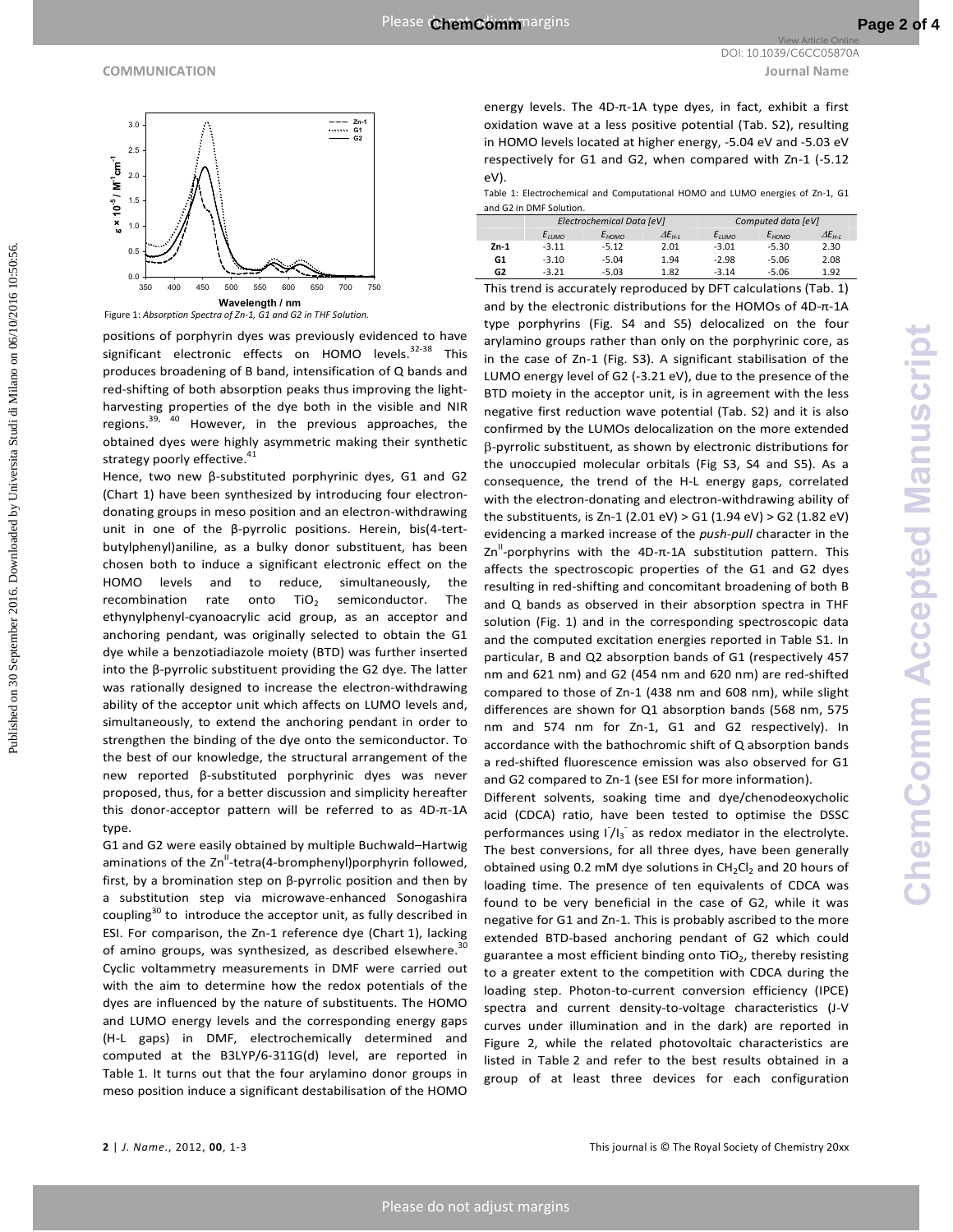3.0
2.5
2.0
1.5
1.0
0.5
0.0
350 400 450 500 550 600 650 700 750
Wavelength / nm
ε × 10⁻⁵ / M⁻¹cm⁻¹
Zn-1
G1
G2

Figure 1: *Absorption Spectra of Zn-1, G1 and G2 in THF Solution.*

positions of porphyrin dyes was previously evidenced to have significant electronic effects on HOMO levels.[32-38] This produces broadening of B band, intensification of Q bands and red-shifting of both absorption peaks thus improving the light-harvesting properties of the dye both in the visible and NIR regions.[39, 40] However, in the previous approaches, the obtained dyes were highly asymmetric making their synthetic strategy poorly effective.[41]

Hence, two new β-substituted porphyrinic dyes, G1 and G2 (Chart 1) have been synthesized by introducing four electron-donating groups in meso position and an electron-withdrawing unit in one of the β-pyrrolic positions. Herein, bis(4-tert-butylphenyl)aniline, as a bulky donor substituent, has been chosen both to induce a significant electronic effect on the HOMO levels and to reduce, simultaneously, the recombination rate onto $TiO_2$ semiconductor. The ethynylphenyl-cyanoacrylic acid group, as an acceptor and anchoring pendant, was originally selected to obtain the G1 dye while a benzotiadiazole moiety (BTD) was further inserted into the β-pyrrolic substituent providing the G2 dye. The latter was rationally designed to increase the electron-withdrawing ability of the acceptor unit which affects on LUMO levels and, simultaneously, to extend the anchoring pendant in order to strengthen the binding of the dye onto the semiconductor. To the best of our knowledge, the structural arrangement of the new reported β-substituted porphyrinic dyes was never proposed, thus, for a better discussion and simplicity hereafter this donor-acceptor pattern will be referred to as 4D-π-1A type.

G1 and G2 were easily obtained by multiple Buchwald–Hartwig aminations of the $Zn^{II}$-tetra(4-bromphenyl)porphyrin followed, first, by a bromination step on β-pyrrolic position and then by a substitution step via microwave-enhanced Sonogashira coupling[30] to introduce the acceptor unit, as fully described in ESI. For comparison, the Zn-1 reference dye (Chart 1), lacking of amino groups, was synthesized, as described elsewhere.[30]

Cyclic voltammetry measurements in DMF were carried out with the aim to determine how the redox potentials of the dyes are influenced by the nature of substituents. The HOMO and LUMO energy levels and the corresponding energy gaps (H-L gaps) in DMF, electrochemically determined and computed at the B3LYP/6-311G(d) level, are reported in Table 1. It turns out that the four arylamino donor groups in meso position induce a significant destabilisation of the HOMO energy levels. The 4D-π-1A type dyes, in fact, exhibit a first oxidation wave at a less positive potential (Tab. S2), resulting in HOMO levels located at higher energy, -5.04 eV and -5.03 eV respectively for G1 and G2, when compared with Zn-1 (-5.12 eV).

Table 1: Electrochemical and Computational HOMO and LUMO energies of Zn-1, G1 and G2 in DMF Solution.

| | Electrochemical Data [eV] | | | Computed data [eV] | | |
|---|---|---|---|---|---|---|
| | $E_{LUMO}$ | $E_{HOMO}$ | $\Delta E_{H-L}$ | $E_{LUMO}$ | $E_{HOMO}$ | $\Delta E_{H-L}$ |
| **Zn-1** | -3.11 | -5.12 | 2.01 | -3.01 | -5.30 | 2.30 |
| **G1** | -3.10 | -5.04 | 1.94 | -2.98 | -5.06 | 2.08 |
| **G2** | -3.21 | -5.03 | 1.82 | -3.14 | -5.06 | 1.92 |

This trend is accurately reproduced by DFT calculations (Tab. 1) and by the electronic distributions for the HOMOs of 4D-π-1A type porphyrins (Fig. S4 and S5) delocalized on the four arylamino groups rather than only on the porphyrinic core, as in the case of Zn-1 (Fig. S3). A significant stabilisation of the LUMO energy level of G2 (-3.21 eV), due to the presence of the BTD moiety in the acceptor unit, is in agreement with the less negative first reduction wave potential (Tab. S2) and it is also confirmed by the LUMOs delocalization on the more extended β-pyrrolic substituent, as shown by electronic distributions for the unoccupied molecular orbitals (Fig S3, S4 and S5). As a consequence, the trend of the H-L energy gaps, correlated with the electron-donating and electron-withdrawing ability of the substituents, is Zn-1 (2.01 eV) > G1 (1.94 eV) > G2 (1.82 eV) evidencing a marked increase of the *push-pull* character in the $Zn^{II}$-porphyrins with the 4D-π-1A substitution pattern. This affects the spectroscopic properties of the G1 and G2 dyes resulting in red-shifting and concomitant broadening of both B and Q bands as observed in their absorption spectra in THF solution (Fig. 1) and in the corresponding spectroscopic data and the computed excitation energies reported in Table S1. In particular, B and Q2 absorption bands of G1 (respectively 457 nm and 621 nm) and G2 (454 nm and 620 nm) are red-shifted compared to those of Zn-1 (438 nm and 608 nm), while slight differences are shown for Q1 absorption bands (568 nm, 575 nm and 574 nm for Zn-1, G1 and G2 respectively). In accordance with the bathochromic shift of Q absorption bands a red-shifted fluorescence emission was also observed for G1 and G2 compared to Zn-1 (see ESI for more information).

Different solvents, soaking time and dye/chenodeoxycholic acid (CDCA) ratio, have been tested to optimise the DSSC performances using $I^-/I_3^-$ as redox mediator in the electrolyte. The best conversions, for all three dyes, have been generally obtained using 0.2 mM dye solutions in $CH_2Cl_2$ and 20 hours of loading time. The presence of ten equivalents of CDCA was found to be very beneficial in the case of G2, while it was negative for G1 and Zn-1. This is probably ascribed to the more extended BTD-based anchoring pendant of G2 which could guarantee a most efficient binding onto $TiO_2$, thereby resisting to a greater extent to the competition with CDCA during the loading step. Photon-to-current conversion efficiency (IPCE) spectra and current density-to-voltage characteristics (J-V curves under illumination and in the dark) are reported in Figure 2, while the related photovoltaic characteristics are listed in Table 2 and refer to the best results obtained in a group of at least three devices for each configuration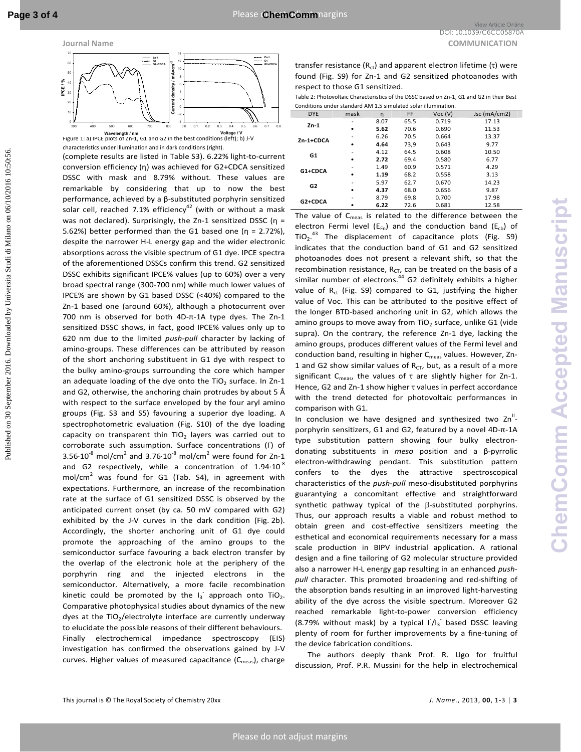70
60
50
40
30
20
10
0
300 400 500 600 700 800
IPCE / %
Wavelength / nm
Zn-1
G1
G2+CDCA

14
12
10
8
6
4
2
0
-2
-4
0.0 0.1 0.2 0.3 0.4 0.5 0.6 0.7 0.8
Current density / mA×cm$^{-2}$
Voltage / V
Zn-1
G1
G2+CDCA

Figure 1: a) IPCE plots of Zn-1, G1 and G2 in the best conditions (left); b) J-V characteristics under illumination and in dark conditions (right).

(complete results are listed in Table S3). 6.22% light-to-current conversion efficiency (η) was achieved for G2+CDCA sensitized DSSC with mask and 8.79% without. These values are remarkable by considering that up to now the best performance, achieved by a β-substituted porphyrin sensitized solar cell, reached 7.1% efficiency[42] (with or without a mask was not declared). Surprisingly, the Zn-1 sensitized DSSC (η = 5.62%) better performed than the G1 based one (η = 2.72%), despite the narrower H-L energy gap and the wider electronic absorptions across the visible spectrum of G1 dye. IPCE spectra of the aforementioned DSSCs confirm this trend. G2 sensitized DSSC exhibits significant IPCE% values (up to 60%) over a very broad spectral range (300-700 nm) while much lower values of IPCE% are shown by G1 based DSSC (<40%) compared to the Zn-1 based one (around 60%), although a photocurrent over 700 nm is observed for both 4D-π-1A type dyes. The Zn-1 sensitized DSSC shows, in fact, good IPCE% values only up to 620 nm due to the limited *push-pull* character by lacking of amino-groups. These differences can be attributed by reason of the short anchoring substituent in G1 dye with respect to the bulky amino-groups surrounding the core which hamper an adequate loading of the dye onto the $TiO_2$ surface. In Zn-1 and G2, otherwise, the anchoring chain protrudes by about 5 Å with respect to the surface enveloped by the four aryl amino groups (Fig. S3 and S5) favouring a superior dye loading. A spectrophotometric evaluation (Fig. S10) of the dye loading capacity on transparent thin $TiO_2$ layers was carried out to corroborate such assumption. Surface concentrations (Γ) of $3.56{\cdot}10^{-8}$ mol/cm$^2$ and $3.76{\cdot}10^{-8}$ mol/cm$^2$ were found for Zn-1 and G2 respectively, while a concentration of $1.94{\cdot}10^{-8}$ mol/cm$^2$ was found for G1 (Tab. S4), in agreement with expectations. Furthermore, an increase of the recombination rate at the surface of G1 sensitized DSSC is observed by the anticipated current onset (by ca. 50 mV compared with G2) exhibited by the J-V curves in the dark condition (Fig. 2b). Accordingly, the shorter anchoring unit of G1 dye could promote the approaching of the amino groups to the semiconductor surface favouring a back electron transfer by the overlap of the electronic hole at the periphery of the porphyrin ring and the injected electrons in the semiconductor. Alternatively, a more facile recombination kinetic could be promoted by the $I_3^-$ approach onto $TiO_2$. Comparative photophysical studies about dynamics of the new dyes at the $TiO_2$/electrolyte interface are currently underway to elucidate the possible reasons of their different behaviours.

Finally electrochemical impedance spectroscopy (EIS) investigation has confirmed the observations gained by J-V curves. Higher values of measured capacitance ($C_{meas}$), charge transfer resistance ($R_{ct}$) and apparent electron lifetime (τ) were found (Fig. S9) for Zn-1 and G2 sensitized photoanodes with respect to those G1 sensitized.

Table 2: Photovoltaic Characteristics of the DSSC based on Zn-1, G1 and G2 in their Best Conditions under standard AM 1.5 simulated solar illumination.

| DYE | mask | η | FF | Voc (V) | Jsc (mA/cm2) |
|---|---|---|---|---|---|
| **Zn-1** | - | 8.07 | 65.5 | 0.719 | 17.13 |
| | • | **5.62** | 70.6 | 0.690 | 11.53 |
| **Zn-1+CDCA** | - | 6.26 | 70.5 | 0.664 | 13.37 |
| | • | **4.64** | 73,9 | 0.643 | 9.77 |
| **G1** | - | 4.12 | 64.5 | 0.608 | 10.50 |
| | • | **2.72** | 69.4 | 0.580 | 6.77 |
| **G1+CDCA** | - | 1.49 | 60.9 | 0.571 | 4.29 |
| | • | **1.19** | 68.2 | 0.558 | 3.13 |
| **G2** | - | 5.97 | 62.7 | 0.670 | 14.23 |
| | • | **4.37** | 68.0 | 0.656 | 9.87 |
| **G2+CDCA** | - | 8.79 | 69.8 | 0.700 | 17.98 |
| | • | **6.22** | 72.6 | 0.681 | 12.58 |

The value of $C_{meas}$ is related to the difference between the electron Fermi level ($E_{Fn}$) and the conduction band ($E_{cb}$) of $TiO_2$.[43] The displacement of capacitance plots (Fig. S9) indicates that the conduction band of G1 and G2 sensitized photoanodes does not present a relevant shift, so that the recombination resistance, $R_{CT}$, can be treated on the basis of a similar number of electrons.[44] G2 definitely exhibits a higher value of $R_{ct}$ (Fig. S9) compared to G1, justifying the higher value of Voc. This can be attributed to the positive effect of the longer BTD-based anchoring unit in G2, which allows the amino groups to move away from $TiO_2$ surface, unlike G1 (vide supra). On the contrary, the reference Zn-1 dye, lacking the amino groups, produces different values of the Fermi level and conduction band, resulting in higher $C_{meas}$ values. However, Zn-1 and G2 show similar values of $R_{CT}$, but, as a result of a more significant $C_{meas}$, the values of τ are slightly higher for Zn-1. Hence, G2 and Zn-1 show higher τ values in perfect accordance with the trend detected for photovoltaic performances in comparison with G1.

In conclusion we have designed and synthesized two $Zn^{II}$-porphyrin sensitizers, G1 and G2, featured by a novel 4D-π-1A type substitution pattern showing four bulky electron-donating substituents in *meso* position and a β-pyrrolic electron-withdrawing pendant. This substitution pattern confers to the dyes the attractive spectroscopical characteristics of the *push-pull* meso-disubstituted porphyrins guarantying a concomitant effective and straightforward synthetic pathway typical of the β-substituted porphyrins. Thus, our approach results a viable and robust method to obtain green and cost-effective sensitizers meeting the esthetical and economical requirements necessary for a mass scale production in BIPV industrial application. A rational design and a fine tailoring of G2 molecular structure provided also a narrower H-L energy gap resulting in an enhanced *push-pull* character. This promoted broadening and red-shifting of the absorption bands resulting in an improved light-harvesting ability of the dye across the visible spectrum. Moreover G2 reached remarkable light-to-power conversion efficiency (8.79% without mask) by a typical $I^-/I_3^-$ based DSSC leaving plenty of room for further improvements by a fine-tuning of the device fabrication conditions.

The authors deeply thank Prof. R. Ugo for fruitful discussion, Prof. P.R. Mussini for the help in electrochemical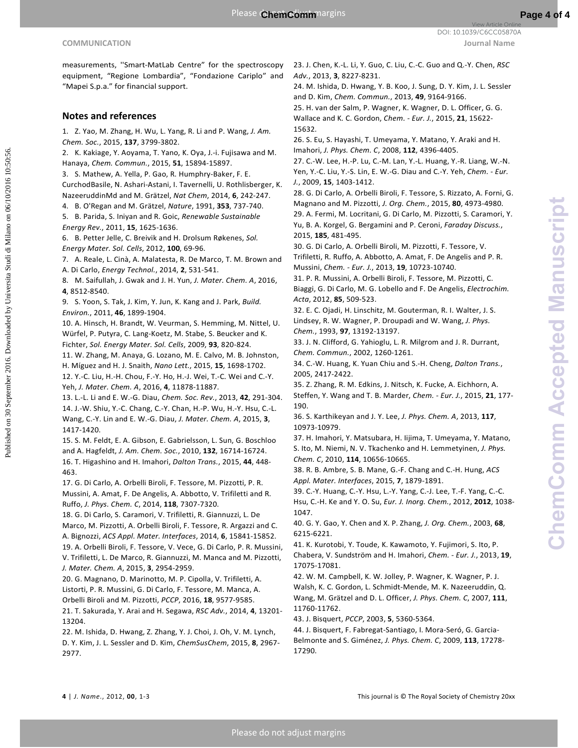measurements, "Smart-MatLab Centre" for the spectroscopy equipment, "Regione Lombardia", "Fondazione Cariplo" and "Mapei S.p.a." for financial support.

## Notes and references

1. Z. Yao, M. Zhang, H. Wu, L. Yang, R. Li and P. Wang, *J. Am. Chem. Soc.*, 2015, **137**, 3799-3802.
2. K. Kakiage, Y. Aoyama, T. Yano, K. Oya, J.-i. Fujisawa and M. Hanaya, *Chem. Commun.*, 2015, **51**, 15894-15897.
3. S. Mathew, A. Yella, P. Gao, R. Humphry-Baker, F. E. CurchodBasile, N. Ashari-Astani, I. Tavernelli, U. Rothlisberger, K. NazeeruddinMd and M. Grätzel, *Nat Chem*, 2014, **6**, 242-247.
4. B. O'Regan and M. Grätzel, *Nature*, 1991, **353**, 737-740.
5. B. Parida, S. Iniyan and R. Goic, *Renewable Sustainable Energy Rev.*, 2011, **15**, 1625-1636.
6. B. Petter Jelle, C. Breivik and H. Drolsum Røkenes, *Sol. Energy Mater. Sol. Cells*, 2012, **100**, 69-96.
7. A. Reale, L. Cinà, A. Malatesta, R. De Marco, T. M. Brown and A. Di Carlo, *Energy Technol.*, 2014, **2**, 531-541.
8. M. Saifullah, J. Gwak and J. H. Yun, *J. Mater. Chem. A*, 2016, **4**, 8512-8540.
9. S. Yoon, S. Tak, J. Kim, Y. Jun, K. Kang and J. Park, *Build. Environ.*, 2011, **46**, 1899-1904.
10. A. Hinsch, H. Brandt, W. Veurman, S. Hemming, M. Nittel, U. Würfel, P. Putyra, C. Lang-Koetz, M. Stabe, S. Beucker and K. Fichter, *Sol. Energy Mater. Sol. Cells*, 2009, **93**, 820-824.
11. W. Zhang, M. Anaya, G. Lozano, M. E. Calvo, M. B. Johnston, H. Míguez and H. J. Snaith, *Nano Lett.*, 2015, **15**, 1698-1702.
12. Y.-C. Liu, H.-H. Chou, F.-Y. Ho, H.-J. Wei, T.-C. Wei and C.-Y. Yeh, *J. Mater. Chem. A*, 2016, **4**, 11878-11887.
13. L.-L. Li and E. W.-G. Diau, *Chem. Soc. Rev.*, 2013, **42**, 291-304.
14. J.-W. Shiu, Y.-C. Chang, C.-Y. Chan, H.-P. Wu, H.-Y. Hsu, C.-L. Wang, C.-Y. Lin and E. W.-G. Diau, *J. Mater. Chem. A*, 2015, **3**, 1417-1420.
15. S. M. Feldt, E. A. Gibson, E. Gabrielsson, L. Sun, G. Boschloo and A. Hagfeldt, *J. Am. Chem. Soc.*, 2010, **132**, 16714-16724.
16. T. Higashino and H. Imahori, *Dalton Trans.*, 2015, **44**, 448-463.
17. G. Di Carlo, A. Orbelli Biroli, F. Tessore, M. Pizzotti, P. R. Mussini, A. Amat, F. De Angelis, A. Abbotto, V. Trifiletti and R. Ruffo, *J. Phys. Chem. C*, 2014, **118**, 7307-7320.
18. G. Di Carlo, S. Caramori, V. Trifiletti, R. Giannuzzi, L. De Marco, M. Pizzotti, A. Orbelli Biroli, F. Tessore, R. Argazzi and C. A. Bignozzi, *ACS Appl. Mater. Interfaces*, 2014, **6**, 15841-15852.
19. A. Orbelli Biroli, F. Tessore, V. Vece, G. Di Carlo, P. R. Mussini, V. Trifiletti, L. De Marco, R. Giannuzzi, M. Manca and M. Pizzotti, *J. Mater. Chem. A*, 2015, **3**, 2954-2959.
20. G. Magnano, D. Marinotto, M. P. Cipolla, V. Trifiletti, A. Listorti, P. R. Mussini, G. Di Carlo, F. Tessore, M. Manca, A. Orbelli Biroli and M. Pizzotti, *PCCP*, 2016, **18**, 9577-9585.
21. T. Sakurada, Y. Arai and H. Segawa, *RSC Adv.*, 2014, **4**, 13201-13204.
22. M. Ishida, D. Hwang, Z. Zhang, Y. J. Choi, J. Oh, V. M. Lynch, D. Y. Kim, J. L. Sessler and D. Kim, *ChemSusChem*, 2015, **8**, 2967-2977.
23. J. Chen, K.-L. Li, Y. Guo, C. Liu, C.-C. Guo and Q.-Y. Chen, *RSC Adv.*, 2013, **3**, 8227-8231.
24. M. Ishida, D. Hwang, Y. B. Koo, J. Sung, D. Y. Kim, J. L. Sessler and D. Kim, *Chem. Commun.*, 2013, **49**, 9164-9166.
25. H. van der Salm, P. Wagner, K. Wagner, D. L. Officer, G. G. Wallace and K. C. Gordon, *Chem. - Eur. J.*, 2015, **21**, 15622-15632.
26. S. Eu, S. Hayashi, T. Umeyama, Y. Matano, Y. Araki and H. Imahori, *J. Phys. Chem. C*, 2008, **112**, 4396-4405.
27. C.-W. Lee, H.-P. Lu, C.-M. Lan, Y.-L. Huang, Y.-R. Liang, W.-N. Yen, Y.-C. Liu, Y.-S. Lin, E. W.-G. Diau and C.-Y. Yeh, *Chem. - Eur. J.*, 2009, **15**, 1403-1412.
28. G. Di Carlo, A. Orbelli Biroli, F. Tessore, S. Rizzato, A. Forni, G. Magnano and M. Pizzotti, *J. Org. Chem.*, 2015, **80**, 4973-4980.
29. A. Fermi, M. Locritani, G. Di Carlo, M. Pizzotti, S. Caramori, Y. Yu, B. A. Korgel, G. Bergamini and P. Ceroni, *Faraday Discuss.*, 2015, **185**, 481-495.
30. G. Di Carlo, A. Orbelli Biroli, M. Pizzotti, F. Tessore, V. Trifiletti, R. Ruffo, A. Abbotto, A. Amat, F. De Angelis and P. R. Mussini, *Chem. - Eur. J.*, 2013, **19**, 10723-10740.
31. P. R. Mussini, A. Orbelli Biroli, F. Tessore, M. Pizzotti, C. Biaggi, G. Di Carlo, M. G. Lobello and F. De Angelis, *Electrochim. Acta*, 2012, **85**, 509-523.
32. E. C. Ojadi, H. Linschitz, M. Gouterman, R. I. Walter, J. S. Lindsey, R. W. Wagner, P. Droupadi and W. Wang, *J. Phys. Chem.*, 1993, **97**, 13192-13197.
33. J. N. Clifford, G. Yahioglu, L. R. Milgrom and J. R. Durrant, *Chem. Commun.*, 2002, 1260-1261.
34. C.-W. Huang, K. Yuan Chiu and S.-H. Cheng, *Dalton Trans.*, 2005, 2417-2422.
35. Z. Zhang, R. M. Edkins, J. Nitsch, K. Fucke, A. Eichhorn, A. Steffen, Y. Wang and T. B. Marder, *Chem. - Eur. J.*, 2015, **21**, 177-190.
36. S. Karthikeyan and J. Y. Lee, *J. Phys. Chem. A*, 2013, **117**, 10973-10979.
37. H. Imahori, Y. Matsubara, H. Iijima, T. Umeyama, Y. Matano, S. Ito, M. Niemi, N. V. Tkachenko and H. Lemmetyinen, *J. Phys. Chem. C*, 2010, **114**, 10656-10665.
38. R. B. Ambre, S. B. Mane, G.-F. Chang and C.-H. Hung, *ACS Appl. Mater. Interfaces*, 2015, **7**, 1879-1891.
39. C.-Y. Huang, C.-Y. Hsu, L.-Y. Yang, C.-J. Lee, T.-F. Yang, C.-C. Hsu, C.-H. Ke and Y. O. Su, *Eur. J. Inorg. Chem.*, 2012, **2012**, 1038-1047.
40. G. Y. Gao, Y. Chen and X. P. Zhang, *J. Org. Chem.*, 2003, **68**, 6215-6221.
41. K. Kurotobi, Y. Toude, K. Kawamoto, Y. Fujimori, S. Ito, P. Chabera, V. Sundström and H. Imahori, *Chem. - Eur. J.*, 2013, **19**, 17075-17081.
42. W. M. Campbell, K. W. Jolley, P. Wagner, K. Wagner, P. J. Walsh, K. C. Gordon, L. Schmidt-Mende, M. K. Nazeeruddin, Q. Wang, M. Grätzel and D. L. Officer, *J. Phys. Chem. C*, 2007, **111**, 11760-11762.
43. J. Bisquert, *PCCP*, 2003, **5**, 5360-5364.
44. J. Bisquert, F. Fabregat-Santiago, I. Mora-Seró, G. Garcia-Belmonte and S. Giménez, *J. Phys. Chem. C*, 2009, **113**, 17278-17290.